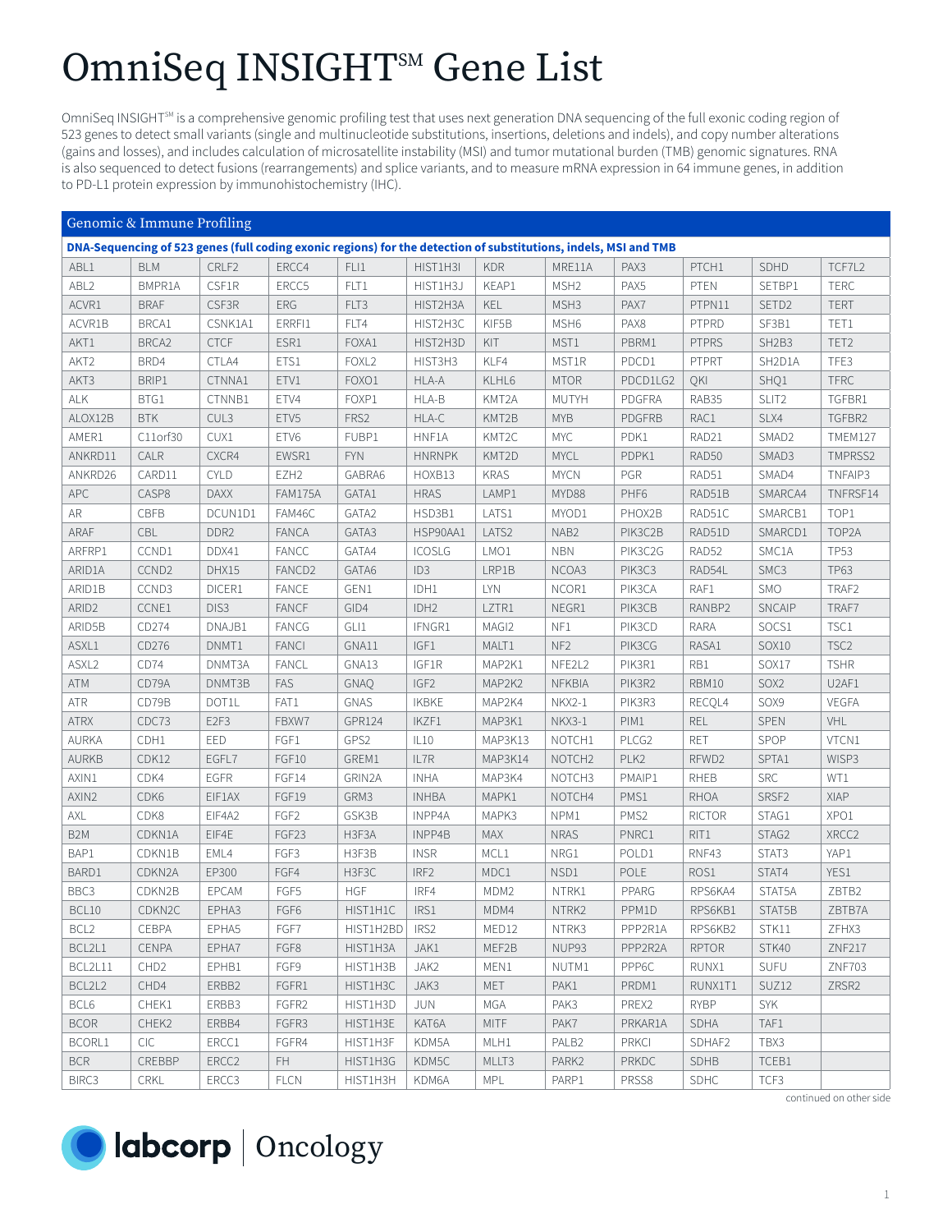# OmniSeq INSIGHT℠ Gene List

OmniSeq INSIGHT℠ is a comprehensive genomic profiling test that uses next generation DNA sequencing of the full exonic coding region of 523 genes to detect small variants (single and multinucleotide substitutions, insertions, deletions and indels), and copy number alterations (gains and losses), and includes calculation of microsatellite instability (MSI) and tumor mutational burden (TMB) genomic signatures. RNA is also sequenced to detect fusions (rearrangements) and splice variants, and to measure mRNA expression in 64 immune genes, in addition to PD-L1 protein expression by immunohistochemistry (IHC).

## Genomic & Immune Profiling

**DNA-Sequencing of 523 genes (full coding exonic regions) for the detection of substitutions, indels, MSI and TMB**

| | | | | | | | | | | | |
|---|---|---|---|---|---|---|---|---|---|---|---|
| ABL1 | BLM | CRLF2 | ERCC4 | FLI1 | HIST1H3I | KDR | MRE11A | PAX3 | PTCH1 | SDHD | TCF7L2 |
| ABL2 | BMPR1A | CSF1R | ERCC5 | FLT1 | HIST1H3J | KEAP1 | MSH2 | PAX5 | PTEN | SETBP1 | TERC |
| ACVR1 | BRAF | CSF3R | ERG | FLT3 | HIST2H3A | KEL | MSH3 | PAX7 | PTPN11 | SETD2 | TERT |
| ACVR1B | BRCA1 | CSNK1A1 | ERRFI1 | FLT4 | HIST2H3C | KIF5B | MSH6 | PAX8 | PTPRD | SF3B1 | TET1 |
| AKT1 | BRCA2 | CTCF | ESR1 | FOXA1 | HIST2H3D | KIT | MST1 | PBRM1 | PTPRS | SH2B3 | TET2 |
| AKT2 | BRD4 | CTLA4 | ETS1 | FOXL2 | HIST3H3 | KLF4 | MST1R | PDCD1 | PTPRT | SH2D1A | TFE3 |
| AKT3 | BRIP1 | CTNNA1 | ETV1 | FOXO1 | HLA-A | KLHL6 | MTOR | PDCD1LG2 | QKI | SHQ1 | TFRC |
| ALK | BTG1 | CTNNB1 | ETV4 | FOXP1 | HLA-B | KMT2A | MUTYH | PDGFRA | RAB35 | SLIT2 | TGFBR1 |
| ALOX12B | BTK | CUL3 | ETV5 | FRS2 | HLA-C | KMT2B | MYB | PDGFRB | RAC1 | SLX4 | TGFBR2 |
| AMER1 | C11orf30 | CUX1 | ETV6 | FUBP1 | HNF1A | KMT2C | MYC | PDK1 | RAD21 | SMAD2 | TMEM127 |
| ANKRD11 | CALR | CXCR4 | EWSR1 | FYN | HNRNPK | KMT2D | MYCL | PDPK1 | RAD50 | SMAD3 | TMPRSS2 |
| ANKRD26 | CARD11 | CYLD | EZH2 | GABRA6 | HOXB13 | KRAS | MYCN | PGR | RAD51 | SMAD4 | TNFAIP3 |
| APC | CASP8 | DAXX | FAM175A | GATA1 | HRAS | LAMP1 | MYD88 | PHF6 | RAD51B | SMARCA4 | TNFRSF14 |
| AR | CBFB | DCUN1D1 | FAM46C | GATA2 | HSD3B1 | LATS1 | MYOD1 | PHOX2B | RAD51C | SMARCB1 | TOP1 |
| ARAF | CBL | DDR2 | FANCA | GATA3 | HSP90AA1 | LATS2 | NAB2 | PIK3C2B | RAD51D | SMARCD1 | TOP2A |
| ARFRP1 | CCND1 | DDX41 | FANCC | GATA4 | ICOSLG | LMO1 | NBN | PIK3C2G | RAD52 | SMC1A | TP53 |
| ARID1A | CCND2 | DHX15 | FANCD2 | GATA6 | ID3 | LRP1B | NCOA3 | PIK3C3 | RAD54L | SMC3 | TP63 |
| ARID1B | CCND3 | DICER1 | FANCE | GEN1 | IDH1 | LYN | NCOR1 | PIK3CA | RAF1 | SMO | TRAF2 |
| ARID2 | CCNE1 | DIS3 | FANCF | GID4 | IDH2 | LZTR1 | NEGR1 | PIK3CB | RANBP2 | SNCAIP | TRAF7 |
| ARID5B | CD274 | DNAJB1 | FANCG | GLI1 | IFNGR1 | MAGI2 | NF1 | PIK3CD | RARA | SOCS1 | TSC1 |
| ASXL1 | CD276 | DNMT1 | FANCI | GNA11 | IGF1 | MALT1 | NF2 | PIK3CG | RASA1 | SOX10 | TSC2 |
| ASXL2 | CD74 | DNMT3A | FANCL | GNA13 | IGF1R | MAP2K1 | NFE2L2 | PIK3R1 | RB1 | SOX17 | TSHR |
| ATM | CD79A | DNMT3B | FAS | GNAQ | IGF2 | MAP2K2 | NFKBIA | PIK3R2 | RBM10 | SOX2 | U2AF1 |
| ATR | CD79B | DOT1L | FAT1 | GNAS | IKBKE | MAP2K4 | NKX2-1 | PIK3R3 | RECQL4 | SOX9 | VEGFA |
| ATRX | CDC73 | E2F3 | FBXW7 | GPR124 | IKZF1 | MAP3K1 | NKX3-1 | PIM1 | REL | SPEN | VHL |
| AURKA | CDH1 | EED | FGF1 | GPS2 | IL10 | MAP3K13 | NOTCH1 | PLCG2 | RET | SPOP | VTCN1 |
| AURKB | CDK12 | EGFL7 | FGF10 | GREM1 | IL7R | MAP3K14 | NOTCH2 | PLK2 | RFWD2 | SPTA1 | WISP3 |
| AXIN1 | CDK4 | EGFR | FGF14 | GRIN2A | INHA | MAP3K4 | NOTCH3 | PMAIP1 | RHEB | SRC | WT1 |
| AXIN2 | CDK6 | EIF1AX | FGF19 | GRM3 | INHBA | MAPK1 | NOTCH4 | PMS1 | RHOA | SRSF2 | XIAP |
| AXL | CDK8 | EIF4A2 | FGF2 | GSK3B | INPP4A | MAPK3 | NPM1 | PMS2 | RICTOR | STAG1 | XPO1 |
| B2M | CDKN1A | EIF4E | FGF23 | H3F3A | INPP4B | MAX | NRAS | PNRC1 | RIT1 | STAG2 | XRCC2 |
| BAP1 | CDKN1B | EML4 | FGF3 | H3F3B | INSR | MCL1 | NRG1 | POLD1 | RNF43 | STAT3 | YAP1 |
| BARD1 | CDKN2A | EP300 | FGF4 | H3F3C | IRF2 | MDC1 | NSD1 | POLE | ROS1 | STAT4 | YES1 |
| BBC3 | CDKN2B | EPCAM | FGF5 | HGF | IRF4 | MDM2 | NTRK1 | PPARG | RPS6KA4 | STAT5A | ZBTB2 |
| BCL10 | CDKN2C | EPHA3 | FGF6 | HIST1H1C | IRS1 | MDM4 | NTRK2 | PPM1D | RPS6KB1 | STAT5B | ZBTB7A |
| BCL2 | CEBPA | EPHA5 | FGF7 | HIST1H2BD | IRS2 | MED12 | NTRK3 | PPP2R1A | RPS6KB2 | STK11 | ZFHX3 |
| BCL2L1 | CENPA | EPHA7 | FGF8 | HIST1H3A | JAK1 | MEF2B | NUP93 | PPP2R2A | RPTOR | STK40 | ZNF217 |
| BCL2L11 | CHD2 | EPHB1 | FGF9 | HIST1H3B | JAK2 | MEN1 | NUTM1 | PPP6C | RUNX1 | SUFU | ZNF703 |
| BCL2L2 | CHD4 | ERBB2 | FGFR1 | HIST1H3C | JAK3 | MET | PAK1 | PRDM1 | RUNX1T1 | SUZ12 | ZRSR2 |
| BCL6 | CHEK1 | ERBB3 | FGFR2 | HIST1H3D | JUN | MGA | PAK3 | PREX2 | RYBP | SYK | |
| BCOR | CHEK2 | ERBB4 | FGFR3 | HIST1H3E | KAT6A | MITF | PAK7 | PRKAR1A | SDHA | TAF1 | |
| BCORL1 | CIC | ERCC1 | FGFR4 | HIST1H3F | KDM5A | MLH1 | PALB2 | PRKCI | SDHAF2 | TBX3 | |
| BCR | CREBBP | ERCC2 | FH | HIST1H3G | KDM5C | MLLT3 | PARK2 | PRKDC | SDHB | TCEB1 | |
| BIRC3 | CRKL | ERCC3 | FLCN | HIST1H3H | KDM6A | MPL | PARP1 | PRSS8 | SDHC | TCF3 | |

continued on other side

labcorp | Oncology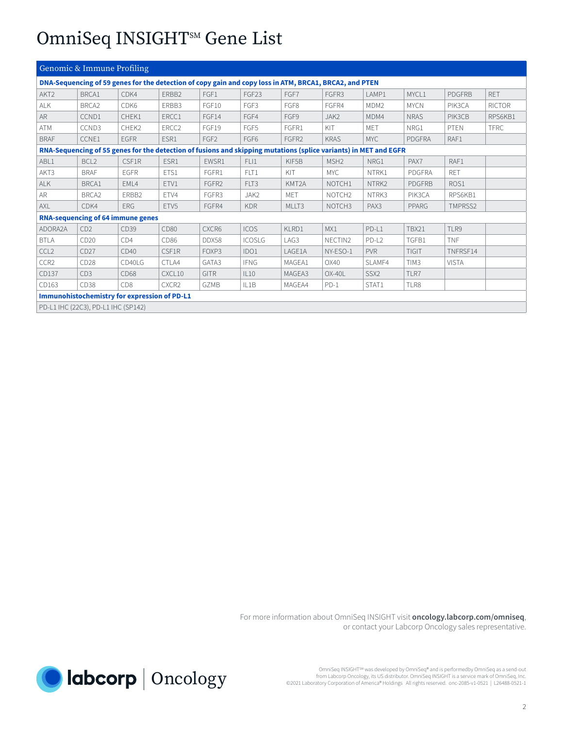# OmniSeq INSIGHT℠ Gene List

## Genomic & Immune Profiling

**DNA-Sequencing of 59 genes for the detection of copy gain and copy loss in ATM, BRCA1, BRCA2, and PTEN**

| | | | | | | | | | | | |
|---|---|---|---|---|---|---|---|---|---|---|---|
| AKT2 | BRCA1 | CDK4 | ERBB2 | FGF1 | FGF23 | FGF7 | FGFR3 | LAMP1 | MYCL1 | PDGFRB | RET |
| ALK | BRCA2 | CDK6 | ERBB3 | FGF10 | FGF3 | FGF8 | FGFR4 | MDM2 | MYCN | PIK3CA | RICTOR |
| AR | CCND1 | CHEK1 | ERCC1 | FGF14 | FGF4 | FGF9 | JAK2 | MDM4 | NRAS | PIK3CB | RPS6KB1 |
| ATM | CCND3 | CHEK2 | ERCC2 | FGF19 | FGF5 | FGFR1 | KIT | MET | NRG1 | PTEN | TFRC |
| BRAF | CCNE1 | EGFR | ESR1 | FGF2 | FGF6 | FGFR2 | KRAS | MYC | PDGFRA | RAF1 | |

**RNA-Sequencing of 55 genes for the detection of fusions and skipping mutations (splice variants) in MET and EGFR**

| | | | | | | | | | | | |
|---|---|---|---|---|---|---|---|---|---|---|---|
| ABL1 | BCL2 | CSF1R | ESR1 | EWSR1 | FLI1 | KIF5B | MSH2 | NRG1 | PAX7 | RAF1 | |
| AKT3 | BRAF | EGFR | ETS1 | FGFR1 | FLT1 | KIT | MYC | NTRK1 | PDGFRA | RET | |
| ALK | BRCA1 | EML4 | ETV1 | FGFR2 | FLT3 | KMT2A | NOTCH1 | NTRK2 | PDGFRB | ROS1 | |
| AR | BRCA2 | ERBB2 | ETV4 | FGFR3 | JAK2 | MET | NOTCH2 | NTRK3 | PIK3CA | RPS6KB1 | |
| AXL | CDK4 | ERG | ETV5 | FGFR4 | KDR | MLLT3 | NOTCH3 | PAX3 | PPARG | TMPRSS2 | |

**RNA-sequencing of 64 immune genes**

| | | | | | | | | | | | |
|---|---|---|---|---|---|---|---|---|---|---|---|
| ADORA2A | CD2 | CD39 | CD80 | CXCR6 | ICOS | KLRD1 | MX1 | PD-L1 | TBX21 | TLR9 | |
| BTLA | CD20 | CD4 | CD86 | DDX58 | ICOSLG | LAG3 | NECTIN2 | PD-L2 | TGFB1 | TNF | |
| CCL2 | CD27 | CD40 | CSF1R | FOXP3 | IDO1 | LAGE1A | NY-ESO-1 | PVR | TIGIT | TNFRSF14 | |
| CCR2 | CD28 | CD40LG | CTLA4 | GATA3 | IFNG | MAGEA1 | OX40 | SLAMF4 | TIM3 | VISTA | |
| CD137 | CD3 | CD68 | CXCL10 | GITR | IL10 | MAGEA3 | OX-40L | SSX2 | TLR7 | | |
| CD163 | CD38 | CD8 | CXCR2 | GZMB | IL1B | MAGEA4 | PD-1 | STAT1 | TLR8 | | |

**Immunohistochemistry for expression of PD-L1**

PD-L1 IHC (22C3), PD-L1 IHC (SP142)

For more information about OmniSeq INSIGHT visit **oncology.labcorp.com/omniseq**, or contact your Labcorp Oncology sales representative.

labcorp | Oncology

OmniSeq INSIGHT℠ was developed by OmniSeq® and is performedby OmniSeq as a send-out from Labcorp Oncology, its US distributor. OmniSeq INSIGHT is a service mark of OmniSeq, Inc. ©2021 Laboratory Corporation of America® Holdings All rights reserved. onc-2085-v1-0521 | L26488-0521-1